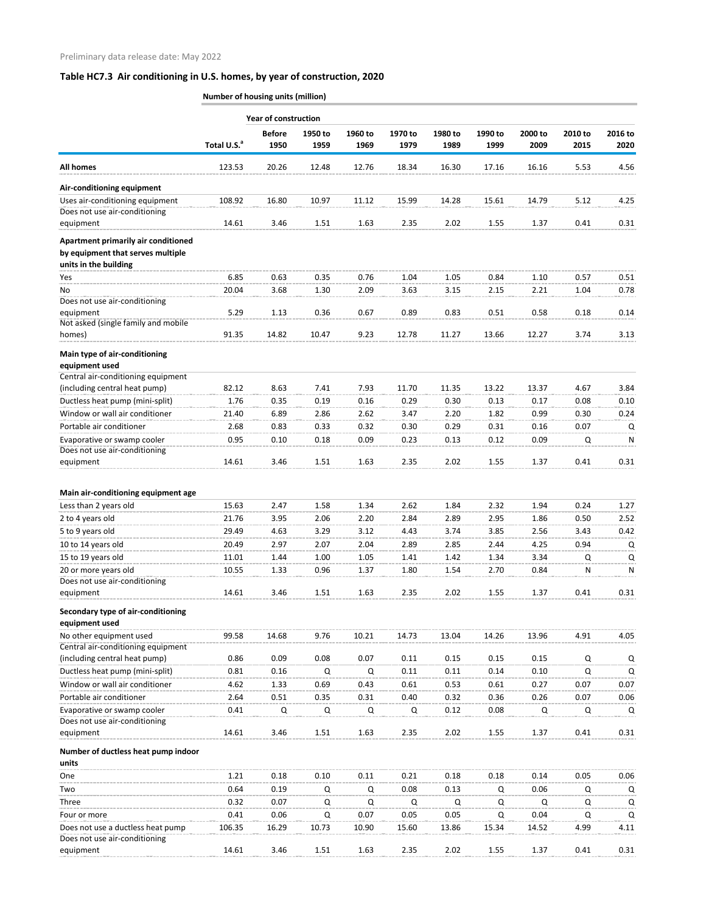Preliminary data release date: May 2022

## Table HC7.3 Air conditioning in U.S. homes, by year of construction, 2020

| | Number of housing units (million) | | | | | | | | | |
|---|---|---|---|---|---|---|---|---|---|---|
| | | Year of construction | | | | | | | | |
| | Total U.S.[a] | Before 1950 | 1950 to 1959 | 1960 to 1969 | 1970 to 1979 | 1980 to 1989 | 1990 to 1999 | 2000 to 2009 | 2010 to 2015 | 2016 to 2020 |
| **All homes** | 123.53 | 20.26 | 12.48 | 12.76 | 18.34 | 16.30 | 17.16 | 16.16 | 5.53 | 4.56 |
| **Air-conditioning equipment** | | | | | | | | | | |
| Uses air-conditioning equipment | 108.92 | 16.80 | 10.97 | 11.12 | 15.99 | 14.28 | 15.61 | 14.79 | 5.12 | 4.25 |
| Does not use air-conditioning equipment | 14.61 | 3.46 | 1.51 | 1.63 | 2.35 | 2.02 | 1.55 | 1.37 | 0.41 | 0.31 |
| **Apartment primarily air conditioned by equipment that serves multiple units in the building** | | | | | | | | | | |
| Yes | 6.85 | 0.63 | 0.35 | 0.76 | 1.04 | 1.05 | 0.84 | 1.10 | 0.57 | 0.51 |
| No | 20.04 | 3.68 | 1.30 | 2.09 | 3.63 | 3.15 | 2.15 | 2.21 | 1.04 | 0.78 |
| Does not use air-conditioning equipment | 5.29 | 1.13 | 0.36 | 0.67 | 0.89 | 0.83 | 0.51 | 0.58 | 0.18 | 0.14 |
| Not asked (single family and mobile homes) | 91.35 | 14.82 | 10.47 | 9.23 | 12.78 | 11.27 | 13.66 | 12.27 | 3.74 | 3.13 |
| **Main type of air-conditioning equipment used** | | | | | | | | | | |
| Central air-conditioning equipment (including central heat pump) | 82.12 | 8.63 | 7.41 | 7.93 | 11.70 | 11.35 | 13.22 | 13.37 | 4.67 | 3.84 |
| Ductless heat pump (mini-split) | 1.76 | 0.35 | 0.19 | 0.16 | 0.29 | 0.30 | 0.13 | 0.17 | 0.08 | 0.10 |
| Window or wall air conditioner | 21.40 | 6.89 | 2.86 | 2.62 | 3.47 | 2.20 | 1.82 | 0.99 | 0.30 | 0.24 |
| Portable air conditioner | 2.68 | 0.83 | 0.33 | 0.32 | 0.30 | 0.29 | 0.31 | 0.16 | 0.07 | Q |
| Evaporative or swamp cooler | 0.95 | 0.10 | 0.18 | 0.09 | 0.23 | 0.13 | 0.12 | 0.09 | Q | N |
| Does not use air-conditioning equipment | 14.61 | 3.46 | 1.51 | 1.63 | 2.35 | 2.02 | 1.55 | 1.37 | 0.41 | 0.31 |
| **Main air-conditioning equipment age** | | | | | | | | | | |
| Less than 2 years old | 15.63 | 2.47 | 1.58 | 1.34 | 2.62 | 1.84 | 2.32 | 1.94 | 0.24 | 1.27 |
| 2 to 4 years old | 21.76 | 3.95 | 2.06 | 2.20 | 2.84 | 2.89 | 2.95 | 1.86 | 0.50 | 2.52 |
| 5 to 9 years old | 29.49 | 4.63 | 3.29 | 3.12 | 4.43 | 3.74 | 3.85 | 2.56 | 3.43 | 0.42 |
| 10 to 14 years old | 20.49 | 2.97 | 2.07 | 2.04 | 2.89 | 2.85 | 2.44 | 4.25 | 0.94 | Q |
| 15 to 19 years old | 11.01 | 1.44 | 1.00 | 1.05 | 1.41 | 1.42 | 1.34 | 3.34 | Q | Q |
| 20 or more years old | 10.55 | 1.33 | 0.96 | 1.37 | 1.80 | 1.54 | 2.70 | 0.84 | N | N |
| Does not use air-conditioning equipment | 14.61 | 3.46 | 1.51 | 1.63 | 2.35 | 2.02 | 1.55 | 1.37 | 0.41 | 0.31 |
| **Secondary type of air-conditioning equipment used** | | | | | | | | | | |
| No other equipment used | 99.58 | 14.68 | 9.76 | 10.21 | 14.73 | 13.04 | 14.26 | 13.96 | 4.91 | 4.05 |
| Central air-conditioning equipment (including central heat pump) | 0.86 | 0.09 | 0.08 | 0.07 | 0.11 | 0.15 | 0.15 | 0.15 | Q | Q |
| Ductless heat pump (mini-split) | 0.81 | 0.16 | Q | Q | 0.11 | 0.11 | 0.14 | 0.10 | Q | Q |
| Window or wall air conditioner | 4.62 | 1.33 | 0.69 | 0.43 | 0.61 | 0.53 | 0.61 | 0.27 | 0.07 | 0.07 |
| Portable air conditioner | 2.64 | 0.51 | 0.35 | 0.31 | 0.40 | 0.32 | 0.36 | 0.26 | 0.07 | 0.06 |
| Evaporative or swamp cooler | 0.41 | Q | Q | Q | Q | 0.12 | 0.08 | Q | Q | Q |
| Does not use air-conditioning equipment | 14.61 | 3.46 | 1.51 | 1.63 | 2.35 | 2.02 | 1.55 | 1.37 | 0.41 | 0.31 |
| **Number of ductless heat pump indoor units** | | | | | | | | | | |
| One | 1.21 | 0.18 | 0.10 | 0.11 | 0.21 | 0.18 | 0.18 | 0.14 | 0.05 | 0.06 |
| Two | 0.64 | 0.19 | Q | Q | 0.08 | 0.13 | Q | 0.06 | Q | Q |
| Three | 0.32 | 0.07 | Q | Q | Q | Q | Q | Q | Q | Q |
| Four or more | 0.41 | 0.06 | Q | 0.07 | 0.05 | 0.05 | Q | 0.04 | Q | Q |
| Does not use a ductless heat pump | 106.35 | 16.29 | 10.73 | 10.90 | 15.60 | 13.86 | 15.34 | 14.52 | 4.99 | 4.11 |
| Does not use air-conditioning equipment | 14.61 | 3.46 | 1.51 | 1.63 | 2.35 | 2.02 | 1.55 | 1.37 | 0.41 | 0.31 |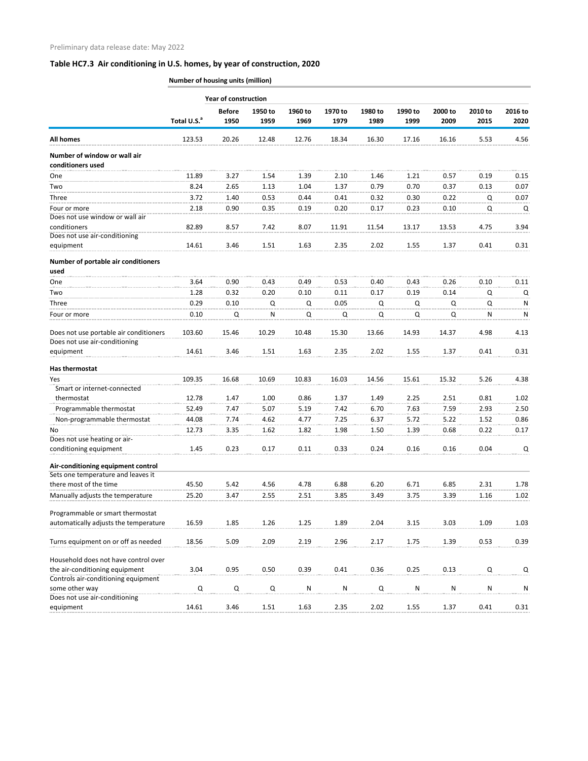Preliminary data release date: May 2022

## Table HC7.3 Air conditioning in U.S. homes, by year of construction, 2020

| | Number of housing units (million) | | | | | | | | | |
|---|---|---|---|---|---|---|---|---|---|---|
| | | Year of construction | | | | | | | | |
| | Total U.S.[a] | Before 1950 | 1950 to 1959 | 1960 to 1969 | 1970 to 1979 | 1980 to 1989 | 1990 to 1999 | 2000 to 2009 | 2010 to 2015 | 2016 to 2020 |
| **All homes** | 123.53 | 20.26 | 12.48 | 12.76 | 18.34 | 16.30 | 17.16 | 16.16 | 5.53 | 4.56 |
| **Number of window or wall air conditioners used** | | | | | | | | | | |
| One | 11.89 | 3.27 | 1.54 | 1.39 | 2.10 | 1.46 | 1.21 | 0.57 | 0.19 | 0.15 |
| Two | 8.24 | 2.65 | 1.13 | 1.04 | 1.37 | 0.79 | 0.70 | 0.37 | 0.13 | 0.07 |
| Three | 3.72 | 1.40 | 0.53 | 0.44 | 0.41 | 0.32 | 0.30 | 0.22 | Q | 0.07 |
| Four or more | 2.18 | 0.90 | 0.35 | 0.19 | 0.20 | 0.17 | 0.23 | 0.10 | Q | Q |
| Does not use window or wall air conditioners | 82.89 | 8.57 | 7.42 | 8.07 | 11.91 | 11.54 | 13.17 | 13.53 | 4.75 | 3.94 |
| Does not use air-conditioning equipment | 14.61 | 3.46 | 1.51 | 1.63 | 2.35 | 2.02 | 1.55 | 1.37 | 0.41 | 0.31 |
| **Number of portable air conditioners used** | | | | | | | | | | |
| One | 3.64 | 0.90 | 0.43 | 0.49 | 0.53 | 0.40 | 0.43 | 0.26 | 0.10 | 0.11 |
| Two | 1.28 | 0.32 | 0.20 | 0.10 | 0.11 | 0.17 | 0.19 | 0.14 | Q | Q |
| Three | 0.29 | 0.10 | Q | Q | 0.05 | Q | Q | Q | Q | N |
| Four or more | 0.10 | Q | N | Q | Q | Q | Q | Q | N | N |
| Does not use portable air conditioners | 103.60 | 15.46 | 10.29 | 10.48 | 15.30 | 13.66 | 14.93 | 14.37 | 4.98 | 4.13 |
| Does not use air-conditioning equipment | 14.61 | 3.46 | 1.51 | 1.63 | 2.35 | 2.02 | 1.55 | 1.37 | 0.41 | 0.31 |
| **Has thermostat** | | | | | | | | | | |
| Yes | 109.35 | 16.68 | 10.69 | 10.83 | 16.03 | 14.56 | 15.61 | 15.32 | 5.26 | 4.38 |
| Smart or internet-connected thermostat | 12.78 | 1.47 | 1.00 | 0.86 | 1.37 | 1.49 | 2.25 | 2.51 | 0.81 | 1.02 |
| Programmable thermostat | 52.49 | 7.47 | 5.07 | 5.19 | 7.42 | 6.70 | 7.63 | 7.59 | 2.93 | 2.50 |
| Non-programmable thermostat | 44.08 | 7.74 | 4.62 | 4.77 | 7.25 | 6.37 | 5.72 | 5.22 | 1.52 | 0.86 |
| No | 12.73 | 3.35 | 1.62 | 1.82 | 1.98 | 1.50 | 1.39 | 0.68 | 0.22 | 0.17 |
| Does not use heating or air-conditioning equipment | 1.45 | 0.23 | 0.17 | 0.11 | 0.33 | 0.24 | 0.16 | 0.16 | 0.04 | Q |
| **Air-conditioning equipment control** | | | | | | | | | | |
| Sets one temperature and leaves it there most of the time | 45.50 | 5.42 | 4.56 | 4.78 | 6.88 | 6.20 | 6.71 | 6.85 | 2.31 | 1.78 |
| Manually adjusts the temperature | 25.20 | 3.47 | 2.55 | 2.51 | 3.85 | 3.49 | 3.75 | 3.39 | 1.16 | 1.02 |
| Programmable or smart thermostat automatically adjusts the temperature | 16.59 | 1.85 | 1.26 | 1.25 | 1.89 | 2.04 | 3.15 | 3.03 | 1.09 | 1.03 |
| Turns equipment on or off as needed | 18.56 | 5.09 | 2.09 | 2.19 | 2.96 | 2.17 | 1.75 | 1.39 | 0.53 | 0.39 |
| Household does not have control over the air-conditioning equipment | 3.04 | 0.95 | 0.50 | 0.39 | 0.41 | 0.36 | 0.25 | 0.13 | Q | Q |
| Controls air-conditioning equipment some other way | Q | Q | Q | N | N | Q | N | N | N | N |
| Does not use air-conditioning equipment | 14.61 | 3.46 | 1.51 | 1.63 | 2.35 | 2.02 | 1.55 | 1.37 | 0.41 | 0.31 |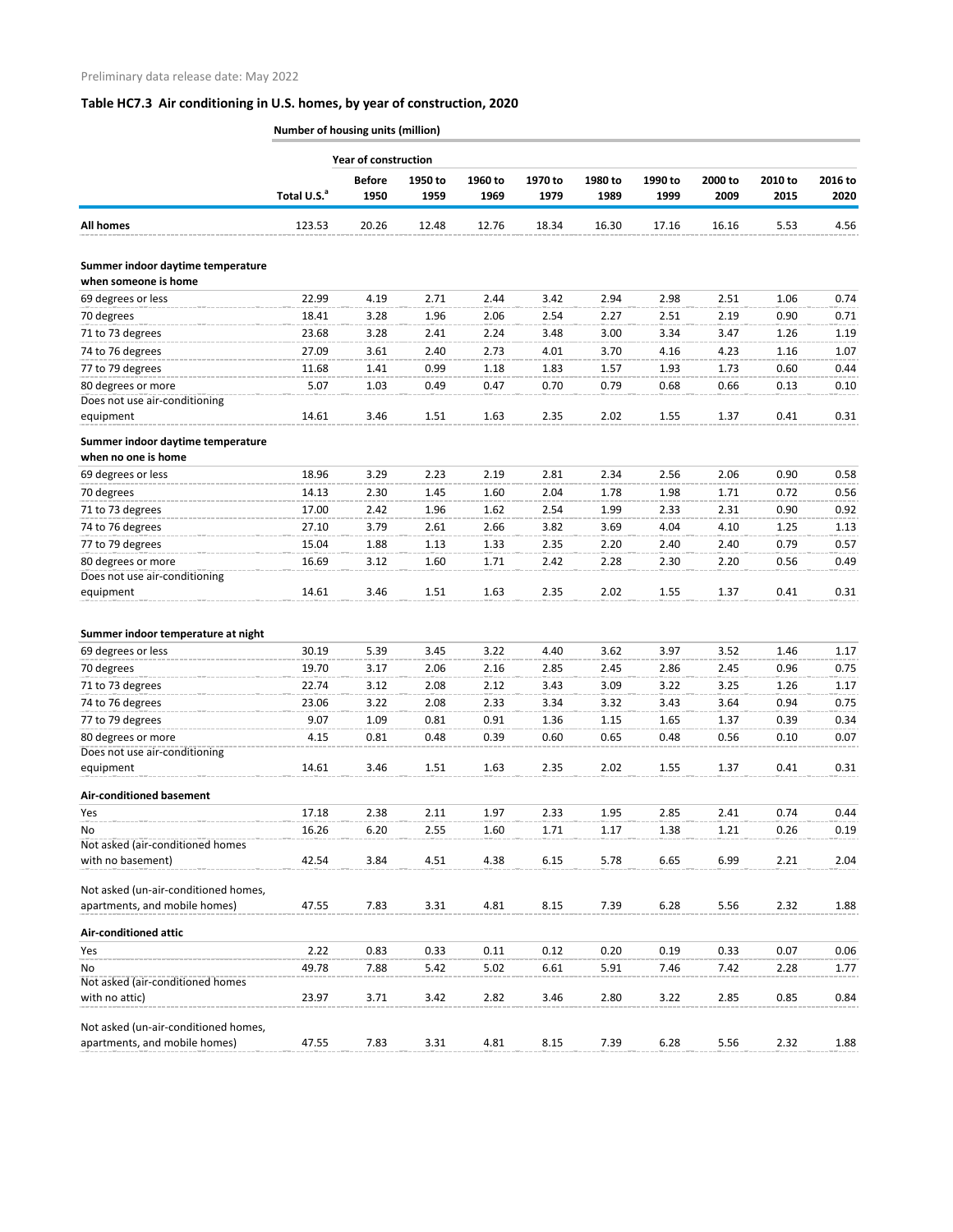Preliminary data release date: May 2022

## Table HC7.3 Air conditioning in U.S. homes, by year of construction, 2020

**Number of housing units (million)**

| | | Year of construction | | | | | | | | |
|---|---|---|---|---|---|---|---|---|---|---|
| | Total U.S.[a] | Before 1950 | 1950 to 1959 | 1960 to 1969 | 1970 to 1979 | 1980 to 1989 | 1990 to 1999 | 2000 to 2009 | 2010 to 2015 | 2016 to 2020 |
| **All homes** | 123.53 | 20.26 | 12.48 | 12.76 | 18.34 | 16.30 | 17.16 | 16.16 | 5.53 | 4.56 |
| **Summer indoor daytime temperature when someone is home** | | | | | | | | | | |
| 69 degrees or less | 22.99 | 4.19 | 2.71 | 2.44 | 3.42 | 2.94 | 2.98 | 2.51 | 1.06 | 0.74 |
| 70 degrees | 18.41 | 3.28 | 1.96 | 2.06 | 2.54 | 2.27 | 2.51 | 2.19 | 0.90 | 0.71 |
| 71 to 73 degrees | 23.68 | 3.28 | 2.41 | 2.24 | 3.48 | 3.00 | 3.34 | 3.47 | 1.26 | 1.19 |
| 74 to 76 degrees | 27.09 | 3.61 | 2.40 | 2.73 | 4.01 | 3.70 | 4.16 | 4.23 | 1.16 | 1.07 |
| 77 to 79 degrees | 11.68 | 1.41 | 0.99 | 1.18 | 1.83 | 1.57 | 1.93 | 1.73 | 0.60 | 0.44 |
| 80 degrees or more | 5.07 | 1.03 | 0.49 | 0.47 | 0.70 | 0.79 | 0.68 | 0.66 | 0.13 | 0.10 |
| Does not use air-conditioning equipment | 14.61 | 3.46 | 1.51 | 1.63 | 2.35 | 2.02 | 1.55 | 1.37 | 0.41 | 0.31 |
| **Summer indoor daytime temperature when no one is home** | | | | | | | | | | |
| 69 degrees or less | 18.96 | 3.29 | 2.23 | 2.19 | 2.81 | 2.34 | 2.56 | 2.06 | 0.90 | 0.58 |
| 70 degrees | 14.13 | 2.30 | 1.45 | 1.60 | 2.04 | 1.78 | 1.98 | 1.71 | 0.72 | 0.56 |
| 71 to 73 degrees | 17.00 | 2.42 | 1.96 | 1.62 | 2.54 | 1.99 | 2.33 | 2.31 | 0.90 | 0.92 |
| 74 to 76 degrees | 27.10 | 3.79 | 2.61 | 2.66 | 3.82 | 3.69 | 4.04 | 4.10 | 1.25 | 1.13 |
| 77 to 79 degrees | 15.04 | 1.88 | 1.13 | 1.33 | 2.35 | 2.20 | 2.40 | 2.40 | 0.79 | 0.57 |
| 80 degrees or more | 16.69 | 3.12 | 1.60 | 1.71 | 2.42 | 2.28 | 2.30 | 2.20 | 0.56 | 0.49 |
| Does not use air-conditioning equipment | 14.61 | 3.46 | 1.51 | 1.63 | 2.35 | 2.02 | 1.55 | 1.37 | 0.41 | 0.31 |
| **Summer indoor temperature at night** | | | | | | | | | | |
| 69 degrees or less | 30.19 | 5.39 | 3.45 | 3.22 | 4.40 | 3.62 | 3.97 | 3.52 | 1.46 | 1.17 |
| 70 degrees | 19.70 | 3.17 | 2.06 | 2.16 | 2.85 | 2.45 | 2.86 | 2.45 | 0.96 | 0.75 |
| 71 to 73 degrees | 22.74 | 3.12 | 2.08 | 2.12 | 3.43 | 3.09 | 3.22 | 3.25 | 1.26 | 1.17 |
| 74 to 76 degrees | 23.06 | 3.22 | 2.08 | 2.33 | 3.34 | 3.32 | 3.43 | 3.64 | 0.94 | 0.75 |
| 77 to 79 degrees | 9.07 | 1.09 | 0.81 | 0.91 | 1.36 | 1.15 | 1.65 | 1.37 | 0.39 | 0.34 |
| 80 degrees or more | 4.15 | 0.81 | 0.48 | 0.39 | 0.60 | 0.65 | 0.48 | 0.56 | 0.10 | 0.07 |
| Does not use air-conditioning equipment | 14.61 | 3.46 | 1.51 | 1.63 | 2.35 | 2.02 | 1.55 | 1.37 | 0.41 | 0.31 |
| **Air-conditioned basement** | | | | | | | | | | |
| Yes | 17.18 | 2.38 | 2.11 | 1.97 | 2.33 | 1.95 | 2.85 | 2.41 | 0.74 | 0.44 |
| No | 16.26 | 6.20 | 2.55 | 1.60 | 1.71 | 1.17 | 1.38 | 1.21 | 0.26 | 0.19 |
| Not asked (air-conditioned homes with no basement) | 42.54 | 3.84 | 4.51 | 4.38 | 6.15 | 5.78 | 6.65 | 6.99 | 2.21 | 2.04 |
| Not asked (un-air-conditioned homes, apartments, and mobile homes) | 47.55 | 7.83 | 3.31 | 4.81 | 8.15 | 7.39 | 6.28 | 5.56 | 2.32 | 1.88 |
| **Air-conditioned attic** | | | | | | | | | | |
| Yes | 2.22 | 0.83 | 0.33 | 0.11 | 0.12 | 0.20 | 0.19 | 0.33 | 0.07 | 0.06 |
| No | 49.78 | 7.88 | 5.42 | 5.02 | 6.61 | 5.91 | 7.46 | 7.42 | 2.28 | 1.77 |
| Not asked (air-conditioned homes with no attic) | 23.97 | 3.71 | 3.42 | 2.82 | 3.46 | 2.80 | 3.22 | 2.85 | 0.85 | 0.84 |
| Not asked (un-air-conditioned homes, apartments, and mobile homes) | 47.55 | 7.83 | 3.31 | 4.81 | 8.15 | 7.39 | 6.28 | 5.56 | 2.32 | 1.88 |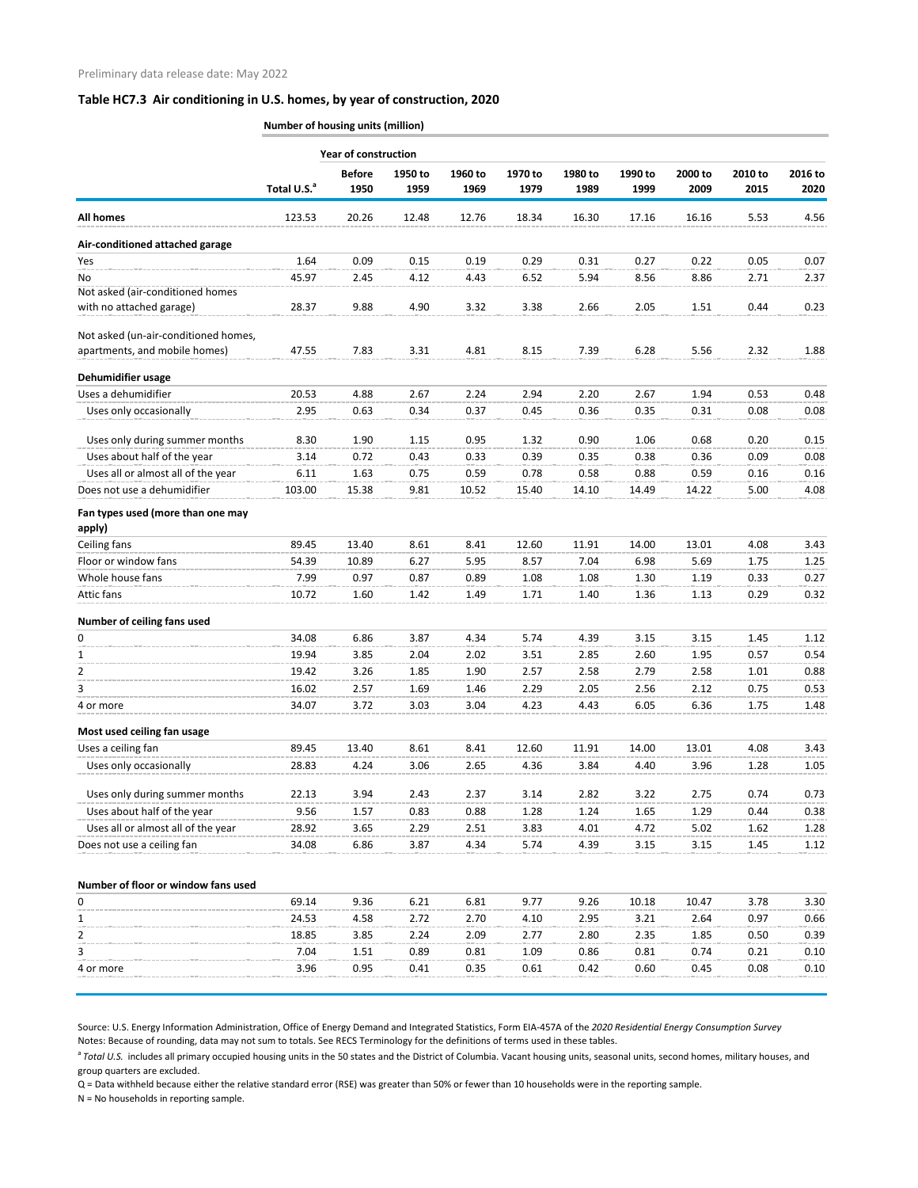Preliminary data release date: May 2022

### Table HC7.3 Air conditioning in U.S. homes, by year of construction, 2020

| Number of housing units (million) | | Year of construction | | | | | | | | |
|---|---|---|---|---|---|---|---|---|---|---|
| | Total U.S.[a] | Before 1950 | 1950 to 1959 | 1960 to 1969 | 1970 to 1979 | 1980 to 1989 | 1990 to 1999 | 2000 to 2009 | 2010 to 2015 | 2016 to 2020 |
| **All homes** | 123.53 | 20.26 | 12.48 | 12.76 | 18.34 | 16.30 | 17.16 | 16.16 | 5.53 | 4.56 |
| **Air-conditioned attached garage** | | | | | | | | | | |
| Yes | 1.64 | 0.09 | 0.15 | 0.19 | 0.29 | 0.31 | 0.27 | 0.22 | 0.05 | 0.07 |
| No | 45.97 | 2.45 | 4.12 | 4.43 | 6.52 | 5.94 | 8.56 | 8.86 | 2.71 | 2.37 |
| Not asked (air-conditioned homes with no attached garage) | 28.37 | 9.88 | 4.90 | 3.32 | 3.38 | 2.66 | 2.05 | 1.51 | 0.44 | 0.23 |
| Not asked (un-air-conditioned homes, apartments, and mobile homes) | 47.55 | 7.83 | 3.31 | 4.81 | 8.15 | 7.39 | 6.28 | 5.56 | 2.32 | 1.88 |
| **Dehumidifier usage** | | | | | | | | | | |
| Uses a dehumidifier | 20.53 | 4.88 | 2.67 | 2.24 | 2.94 | 2.20 | 2.67 | 1.94 | 0.53 | 0.48 |
| Uses only occasionally | 2.95 | 0.63 | 0.34 | 0.37 | 0.45 | 0.36 | 0.35 | 0.31 | 0.08 | 0.08 |
| Uses only during summer months | 8.30 | 1.90 | 1.15 | 0.95 | 1.32 | 0.90 | 1.06 | 0.68 | 0.20 | 0.15 |
| Uses about half of the year | 3.14 | 0.72 | 0.43 | 0.33 | 0.39 | 0.35 | 0.38 | 0.36 | 0.09 | 0.08 |
| Uses all or almost all of the year | 6.11 | 1.63 | 0.75 | 0.59 | 0.78 | 0.58 | 0.88 | 0.59 | 0.16 | 0.16 |
| Does not use a dehumidifier | 103.00 | 15.38 | 9.81 | 10.52 | 15.40 | 14.10 | 14.49 | 14.22 | 5.00 | 4.08 |
| **Fan types used (more than one may apply)** | | | | | | | | | | |
| Ceiling fans | 89.45 | 13.40 | 8.61 | 8.41 | 12.60 | 11.91 | 14.00 | 13.01 | 4.08 | 3.43 |
| Floor or window fans | 54.39 | 10.89 | 6.27 | 5.95 | 8.57 | 7.04 | 6.98 | 5.69 | 1.75 | 1.25 |
| Whole house fans | 7.99 | 0.97 | 0.87 | 0.89 | 1.08 | 1.08 | 1.30 | 1.19 | 0.33 | 0.27 |
| Attic fans | 10.72 | 1.60 | 1.42 | 1.49 | 1.71 | 1.40 | 1.36 | 1.13 | 0.29 | 0.32 |
| **Number of ceiling fans used** | | | | | | | | | | |
| 0 | 34.08 | 6.86 | 3.87 | 4.34 | 5.74 | 4.39 | 3.15 | 3.15 | 1.45 | 1.12 |
| 1 | 19.94 | 3.85 | 2.04 | 2.02 | 3.51 | 2.85 | 2.60 | 1.95 | 0.57 | 0.54 |
| 2 | 19.42 | 3.26 | 1.85 | 1.90 | 2.57 | 2.58 | 2.79 | 2.58 | 1.01 | 0.88 |
| 3 | 16.02 | 2.57 | 1.69 | 1.46 | 2.29 | 2.05 | 2.56 | 2.12 | 0.75 | 0.53 |
| 4 or more | 34.07 | 3.72 | 3.03 | 3.04 | 4.23 | 4.43 | 6.05 | 6.36 | 1.75 | 1.48 |
| **Most used ceiling fan usage** | | | | | | | | | | |
| Uses a ceiling fan | 89.45 | 13.40 | 8.61 | 8.41 | 12.60 | 11.91 | 14.00 | 13.01 | 4.08 | 3.43 |
| Uses only occasionally | 28.83 | 4.24 | 3.06 | 2.65 | 4.36 | 3.84 | 4.40 | 3.96 | 1.28 | 1.05 |
| Uses only during summer months | 22.13 | 3.94 | 2.43 | 2.37 | 3.14 | 2.82 | 3.22 | 2.75 | 0.74 | 0.73 |
| Uses about half of the year | 9.56 | 1.57 | 0.83 | 0.88 | 1.28 | 1.24 | 1.65 | 1.29 | 0.44 | 0.38 |
| Uses all or almost all of the year | 28.92 | 3.65 | 2.29 | 2.51 | 3.83 | 4.01 | 4.72 | 5.02 | 1.62 | 1.28 |
| Does not use a ceiling fan | 34.08 | 6.86 | 3.87 | 4.34 | 5.74 | 4.39 | 3.15 | 3.15 | 1.45 | 1.12 |
| **Number of floor or window fans used** | | | | | | | | | | |
| 0 | 69.14 | 9.36 | 6.21 | 6.81 | 9.77 | 9.26 | 10.18 | 10.47 | 3.78 | 3.30 |
| 1 | 24.53 | 4.58 | 2.72 | 2.70 | 4.10 | 2.95 | 3.21 | 2.64 | 0.97 | 0.66 |
| 2 | 18.85 | 3.85 | 2.24 | 2.09 | 2.77 | 2.80 | 2.35 | 1.85 | 0.50 | 0.39 |
| 3 | 7.04 | 1.51 | 0.89 | 0.81 | 1.09 | 0.86 | 0.81 | 0.74 | 0.21 | 0.10 |
| 4 or more | 3.96 | 0.95 | 0.41 | 0.35 | 0.61 | 0.42 | 0.60 | 0.45 | 0.08 | 0.10 |

Source: U.S. Energy Information Administration, Office of Energy Demand and Integrated Statistics, Form EIA-457A of the *2020 Residential Energy Consumption Survey*

Notes: Because of rounding, data may not sum to totals. See RECS Terminology for the definitions of terms used in these tables.

[a] *Total U.S.* includes all primary occupied housing units in the 50 states and the District of Columbia. Vacant housing units, seasonal units, second homes, military houses, and group quarters are excluded.

Q = Data withheld because either the relative standard error (RSE) was greater than 50% or fewer than 10 households were in the reporting sample.

N = No households in reporting sample.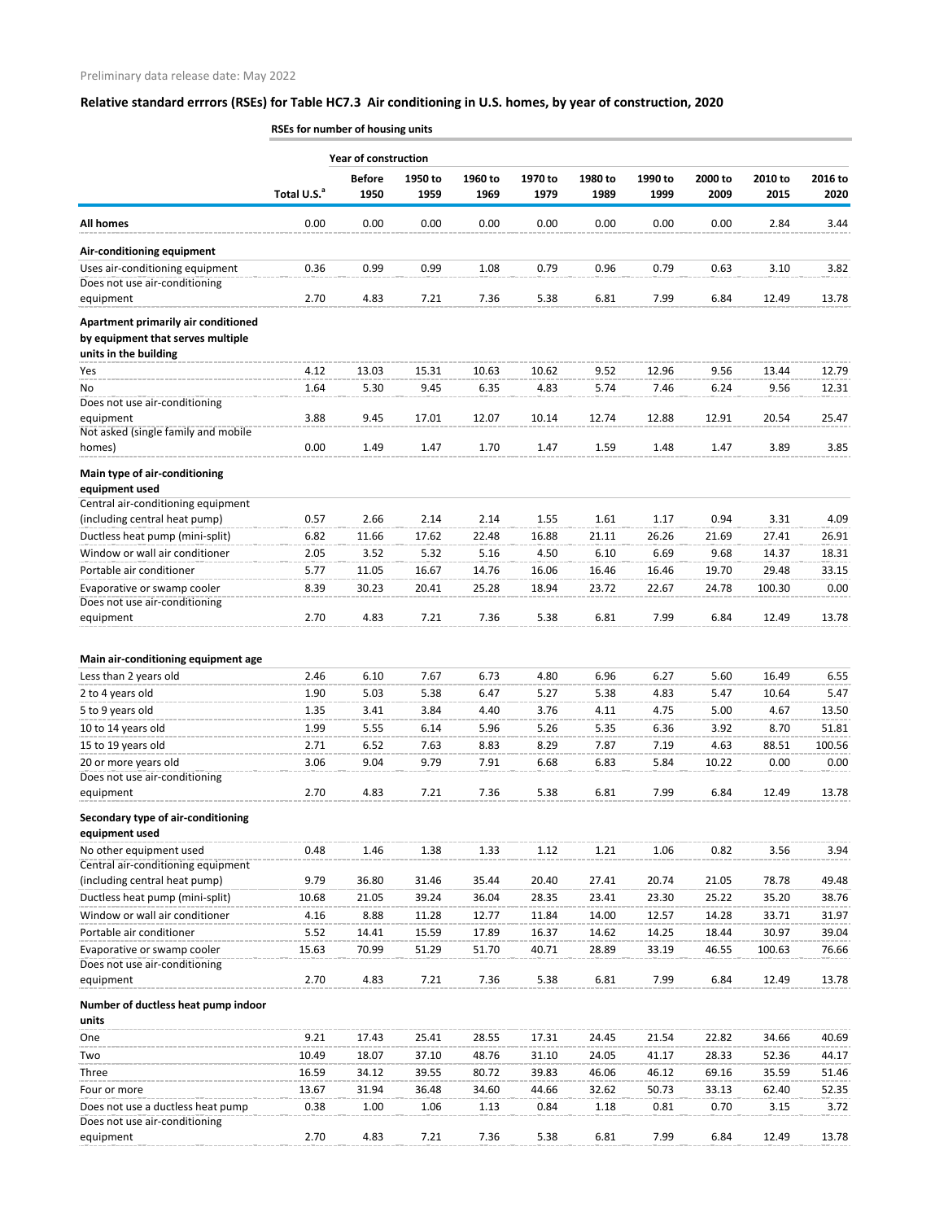Preliminary data release date: May 2022

## Relative standard errrors (RSEs) for Table HC7.3 Air conditioning in U.S. homes, by year of construction, 2020

**RSEs for number of housing units**

| | | Year of construction | | | | | | | | |
|---|---|---|---|---|---|---|---|---|---|---|
| | Total U.S.[a] | Before 1950 | 1950 to 1959 | 1960 to 1969 | 1970 to 1979 | 1980 to 1989 | 1990 to 1999 | 2000 to 2009 | 2010 to 2015 | 2016 to 2020 |
| **All homes** | 0.00 | 0.00 | 0.00 | 0.00 | 0.00 | 0.00 | 0.00 | 0.00 | 2.84 | 3.44 |
| **Air-conditioning equipment** | | | | | | | | | | |
| Uses air-conditioning equipment | 0.36 | 0.99 | 0.99 | 1.08 | 0.79 | 0.96 | 0.79 | 0.63 | 3.10 | 3.82 |
| Does not use air-conditioning equipment | 2.70 | 4.83 | 7.21 | 7.36 | 5.38 | 6.81 | 7.99 | 6.84 | 12.49 | 13.78 |
| **Apartment primarily air conditioned by equipment that serves multiple units in the building** | | | | | | | | | | |
| Yes | 4.12 | 13.03 | 15.31 | 10.63 | 10.62 | 9.52 | 12.96 | 9.56 | 13.44 | 12.79 |
| No | 1.64 | 5.30 | 9.45 | 6.35 | 4.83 | 5.74 | 7.46 | 6.24 | 9.56 | 12.31 |
| Does not use air-conditioning equipment | 3.88 | 9.45 | 17.01 | 12.07 | 10.14 | 12.74 | 12.88 | 12.91 | 20.54 | 25.47 |
| Not asked (single family and mobile homes) | 0.00 | 1.49 | 1.47 | 1.70 | 1.47 | 1.59 | 1.48 | 1.47 | 3.89 | 3.85 |
| **Main type of air-conditioning equipment used** | | | | | | | | | | |
| Central air-conditioning equipment (including central heat pump) | 0.57 | 2.66 | 2.14 | 2.14 | 1.55 | 1.61 | 1.17 | 0.94 | 3.31 | 4.09 |
| Ductless heat pump (mini-split) | 6.82 | 11.66 | 17.62 | 22.48 | 16.88 | 21.11 | 26.26 | 21.69 | 27.41 | 26.91 |
| Window or wall air conditioner | 2.05 | 3.52 | 5.32 | 5.16 | 4.50 | 6.10 | 6.69 | 9.68 | 14.37 | 18.31 |
| Portable air conditioner | 5.77 | 11.05 | 16.67 | 14.76 | 16.06 | 16.46 | 16.46 | 19.70 | 29.48 | 33.15 |
| Evaporative or swamp cooler | 8.39 | 30.23 | 20.41 | 25.28 | 18.94 | 23.72 | 22.67 | 24.78 | 100.30 | 0.00 |
| Does not use air-conditioning equipment | 2.70 | 4.83 | 7.21 | 7.36 | 5.38 | 6.81 | 7.99 | 6.84 | 12.49 | 13.78 |
| **Main air-conditioning equipment age** | | | | | | | | | | |
| Less than 2 years old | 2.46 | 6.10 | 7.67 | 6.73 | 4.80 | 6.96 | 6.27 | 5.60 | 16.49 | 6.55 |
| 2 to 4 years old | 1.90 | 5.03 | 5.38 | 6.47 | 5.27 | 5.38 | 4.83 | 5.47 | 10.64 | 5.47 |
| 5 to 9 years old | 1.35 | 3.41 | 3.84 | 4.40 | 3.76 | 4.11 | 4.75 | 5.00 | 4.67 | 13.50 |
| 10 to 14 years old | 1.99 | 5.55 | 6.14 | 5.96 | 5.26 | 5.35 | 6.36 | 3.92 | 8.70 | 51.81 |
| 15 to 19 years old | 2.71 | 6.52 | 7.63 | 8.83 | 8.29 | 7.87 | 7.19 | 4.63 | 88.51 | 100.56 |
| 20 or more years old | 3.06 | 9.04 | 9.79 | 7.91 | 6.68 | 6.83 | 5.84 | 10.22 | 0.00 | 0.00 |
| Does not use air-conditioning equipment | 2.70 | 4.83 | 7.21 | 7.36 | 5.38 | 6.81 | 7.99 | 6.84 | 12.49 | 13.78 |
| **Secondary type of air-conditioning equipment used** | | | | | | | | | | |
| No other equipment used | 0.48 | 1.46 | 1.38 | 1.33 | 1.12 | 1.21 | 1.06 | 0.82 | 3.56 | 3.94 |
| Central air-conditioning equipment (including central heat pump) | 9.79 | 36.80 | 31.46 | 35.44 | 20.40 | 27.41 | 20.74 | 21.05 | 78.78 | 49.48 |
| Ductless heat pump (mini-split) | 10.68 | 21.05 | 39.24 | 36.04 | 28.35 | 23.41 | 23.30 | 25.22 | 35.20 | 38.76 |
| Window or wall air conditioner | 4.16 | 8.88 | 11.28 | 12.77 | 11.84 | 14.00 | 12.57 | 14.28 | 33.71 | 31.97 |
| Portable air conditioner | 5.52 | 14.41 | 15.59 | 17.89 | 16.37 | 14.62 | 14.25 | 18.44 | 30.97 | 39.04 |
| Evaporative or swamp cooler | 15.63 | 70.99 | 51.29 | 51.70 | 40.71 | 28.89 | 33.19 | 46.55 | 100.63 | 76.66 |
| Does not use air-conditioning equipment | 2.70 | 4.83 | 7.21 | 7.36 | 5.38 | 6.81 | 7.99 | 6.84 | 12.49 | 13.78 |
| **Number of ductless heat pump indoor units** | | | | | | | | | | |
| One | 9.21 | 17.43 | 25.41 | 28.55 | 17.31 | 24.45 | 21.54 | 22.82 | 34.66 | 40.69 |
| Two | 10.49 | 18.07 | 37.10 | 48.76 | 31.10 | 24.05 | 41.17 | 28.33 | 52.36 | 44.17 |
| Three | 16.59 | 34.12 | 39.55 | 80.72 | 39.83 | 46.06 | 46.12 | 69.16 | 35.59 | 51.46 |
| Four or more | 13.67 | 31.94 | 36.48 | 34.60 | 44.66 | 32.62 | 50.73 | 33.13 | 62.40 | 52.35 |
| Does not use a ductless heat pump | 0.38 | 1.00 | 1.06 | 1.13 | 0.84 | 1.18 | 0.81 | 0.70 | 3.15 | 3.72 |
| Does not use air-conditioning equipment | 2.70 | 4.83 | 7.21 | 7.36 | 5.38 | 6.81 | 7.99 | 6.84 | 12.49 | 13.78 |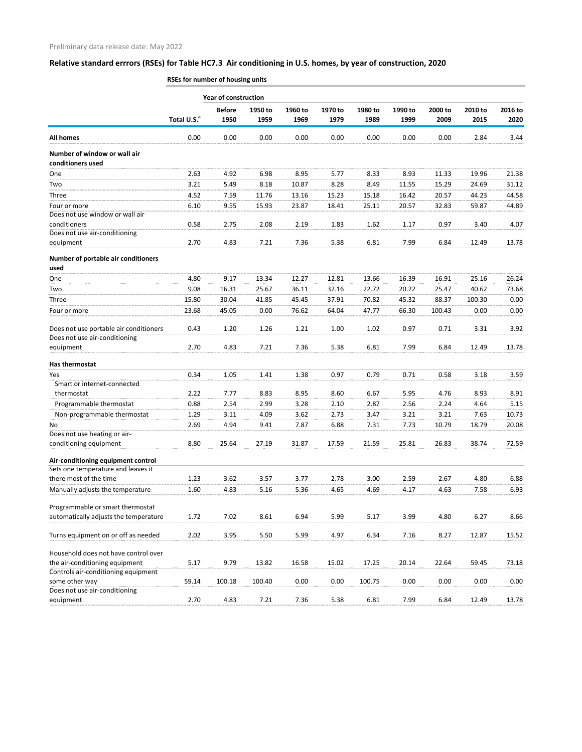Preliminary data release date: May 2022

## Relative standard errrors (RSEs) for Table HC7.3 Air conditioning in U.S. homes, by year of construction, 2020

| | RSEs for number of housing units | | | | | | | | | |
|---|---|---|---|---|---|---|---|---|---|---|
| | | Year of construction | | | | | | | | |
| | Total U.S.[a] | Before 1950 | 1950 to 1959 | 1960 to 1969 | 1970 to 1979 | 1980 to 1989 | 1990 to 1999 | 2000 to 2009 | 2010 to 2015 | 2016 to 2020 |
| **All homes** | 0.00 | 0.00 | 0.00 | 0.00 | 0.00 | 0.00 | 0.00 | 0.00 | 2.84 | 3.44 |
| **Number of window or wall air conditioners used** | | | | | | | | | | |
| One | 2.63 | 4.92 | 6.98 | 8.95 | 5.77 | 8.33 | 8.93 | 11.33 | 19.96 | 21.38 |
| Two | 3.21 | 5.49 | 8.18 | 10.87 | 8.28 | 8.49 | 11.55 | 15.29 | 24.69 | 31.12 |
| Three | 4.52 | 7.59 | 11.76 | 13.16 | 15.23 | 15.18 | 16.42 | 20.57 | 44.23 | 44.58 |
| Four or more | 6.10 | 9.55 | 15.93 | 23.87 | 18.41 | 25.11 | 20.57 | 32.83 | 59.87 | 44.89 |
| Does not use window or wall air conditioners | 0.58 | 2.75 | 2.08 | 2.19 | 1.83 | 1.62 | 1.17 | 0.97 | 3.40 | 4.07 |
| Does not use air-conditioning equipment | 2.70 | 4.83 | 7.21 | 7.36 | 5.38 | 6.81 | 7.99 | 6.84 | 12.49 | 13.78 |
| **Number of portable air conditioners used** | | | | | | | | | | |
| One | 4.80 | 9.17 | 13.34 | 12.27 | 12.81 | 13.66 | 16.39 | 16.91 | 25.16 | 26.24 |
| Two | 9.08 | 16.31 | 25.67 | 36.11 | 32.16 | 22.72 | 20.22 | 25.47 | 40.62 | 73.68 |
| Three | 15.80 | 30.04 | 41.85 | 45.45 | 37.91 | 70.82 | 45.32 | 88.37 | 100.30 | 0.00 |
| Four or more | 23.68 | 45.05 | 0.00 | 76.62 | 64.04 | 47.77 | 66.30 | 100.43 | 0.00 | 0.00 |
| Does not use portable air conditioners | 0.43 | 1.20 | 1.26 | 1.21 | 1.00 | 1.02 | 0.97 | 0.71 | 3.31 | 3.92 |
| Does not use air-conditioning equipment | 2.70 | 4.83 | 7.21 | 7.36 | 5.38 | 6.81 | 7.99 | 6.84 | 12.49 | 13.78 |
| **Has thermostat** | | | | | | | | | | |
| Yes | 0.34 | 1.05 | 1.41 | 1.38 | 0.97 | 0.79 | 0.71 | 0.58 | 3.18 | 3.59 |
| Smart or internet-connected thermostat | 2.22 | 7.77 | 8.83 | 8.95 | 8.60 | 6.67 | 5.95 | 4.76 | 8.93 | 8.91 |
| Programmable thermostat | 0.88 | 2.54 | 2.99 | 3.28 | 2.10 | 2.87 | 2.56 | 2.24 | 4.64 | 5.15 |
| Non-programmable thermostat | 1.29 | 3.11 | 4.09 | 3.62 | 2.73 | 3.47 | 3.21 | 3.21 | 7.63 | 10.73 |
| No | 2.69 | 4.94 | 9.41 | 7.87 | 6.88 | 7.31 | 7.73 | 10.79 | 18.79 | 20.08 |
| Does not use heating or air-conditioning equipment | 8.80 | 25.64 | 27.19 | 31.87 | 17.59 | 21.59 | 25.81 | 26.83 | 38.74 | 72.59 |
| **Air-conditioning equipment control** | | | | | | | | | | |
| Sets one temperature and leaves it there most of the time | 1.23 | 3.62 | 3.57 | 3.77 | 2.78 | 3.00 | 2.59 | 2.67 | 4.80 | 6.88 |
| Manually adjusts the temperature | 1.60 | 4.83 | 5.16 | 5.36 | 4.65 | 4.69 | 4.17 | 4.63 | 7.58 | 6.93 |
| Programmable or smart thermostat automatically adjusts the temperature | 1.72 | 7.02 | 8.61 | 6.94 | 5.99 | 5.17 | 3.99 | 4.80 | 6.27 | 8.66 |
| Turns equipment on or off as needed | 2.02 | 3.95 | 5.50 | 5.99 | 4.97 | 6.34 | 7.16 | 8.27 | 12.87 | 15.52 |
| Household does not have control over the air-conditioning equipment | 5.17 | 9.79 | 13.82 | 16.58 | 15.02 | 17.25 | 20.14 | 22.64 | 59.45 | 73.18 |
| Controls air-conditioning equipment some other way | 59.14 | 100.18 | 100.40 | 0.00 | 0.00 | 100.75 | 0.00 | 0.00 | 0.00 | 0.00 |
| Does not use air-conditioning equipment | 2.70 | 4.83 | 7.21 | 7.36 | 5.38 | 6.81 | 7.99 | 6.84 | 12.49 | 13.78 |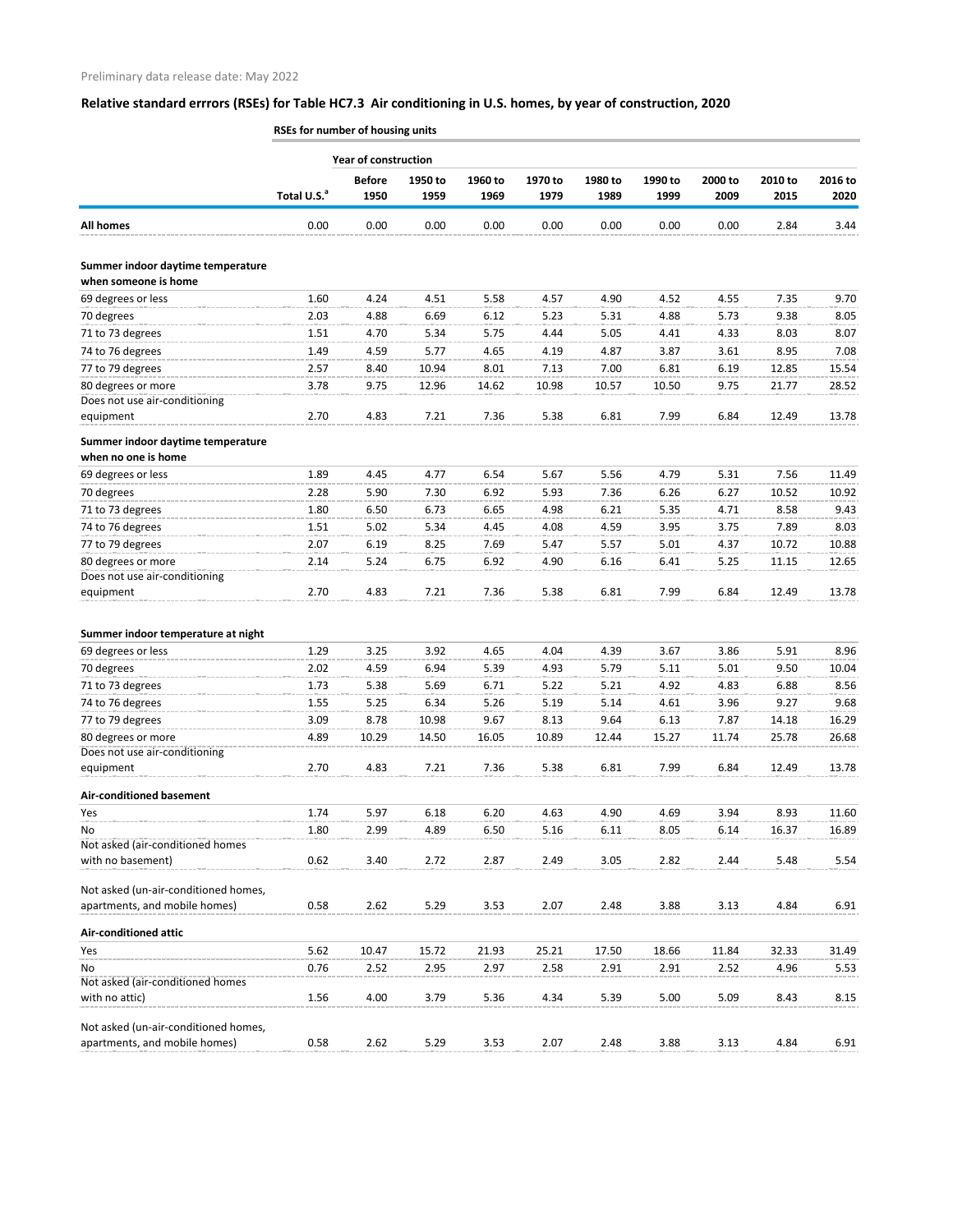Preliminary data release date: May 2022

## Relative standard errrors (RSEs) for Table HC7.3 Air conditioning in U.S. homes, by year of construction, 2020

**RSEs for number of housing units**

| | | Year of construction | | | | | | | | |
|---|---|---|---|---|---|---|---|---|---|---|
| | Total U.S.[a] | Before 1950 | 1950 to 1959 | 1960 to 1969 | 1970 to 1979 | 1980 to 1989 | 1990 to 1999 | 2000 to 2009 | 2010 to 2015 | 2016 to 2020 |
| **All homes** | 0.00 | 0.00 | 0.00 | 0.00 | 0.00 | 0.00 | 0.00 | 0.00 | 2.84 | 3.44 |
| **Summer indoor daytime temperature when someone is home** | | | | | | | | | | |
| 69 degrees or less | 1.60 | 4.24 | 4.51 | 5.58 | 4.57 | 4.90 | 4.52 | 4.55 | 7.35 | 9.70 |
| 70 degrees | 2.03 | 4.88 | 6.69 | 6.12 | 5.23 | 5.31 | 4.88 | 5.73 | 9.38 | 8.05 |
| 71 to 73 degrees | 1.51 | 4.70 | 5.34 | 5.75 | 4.44 | 5.05 | 4.41 | 4.33 | 8.03 | 8.07 |
| 74 to 76 degrees | 1.49 | 4.59 | 5.77 | 4.65 | 4.19 | 4.87 | 3.87 | 3.61 | 8.95 | 7.08 |
| 77 to 79 degrees | 2.57 | 8.40 | 10.94 | 8.01 | 7.13 | 7.00 | 6.81 | 6.19 | 12.85 | 15.54 |
| 80 degrees or more | 3.78 | 9.75 | 12.96 | 14.62 | 10.98 | 10.57 | 10.50 | 9.75 | 21.77 | 28.52 |
| Does not use air-conditioning equipment | 2.70 | 4.83 | 7.21 | 7.36 | 5.38 | 6.81 | 7.99 | 6.84 | 12.49 | 13.78 |
| **Summer indoor daytime temperature when no one is home** | | | | | | | | | | |
| 69 degrees or less | 1.89 | 4.45 | 4.77 | 6.54 | 5.67 | 5.56 | 4.79 | 5.31 | 7.56 | 11.49 |
| 70 degrees | 2.28 | 5.90 | 7.30 | 6.92 | 5.93 | 7.36 | 6.26 | 6.27 | 10.52 | 10.92 |
| 71 to 73 degrees | 1.80 | 6.50 | 6.73 | 6.65 | 4.98 | 6.21 | 5.35 | 4.71 | 8.58 | 9.43 |
| 74 to 76 degrees | 1.51 | 5.02 | 5.34 | 4.45 | 4.08 | 4.59 | 3.95 | 3.75 | 7.89 | 8.03 |
| 77 to 79 degrees | 2.07 | 6.19 | 8.25 | 7.69 | 5.47 | 5.57 | 5.01 | 4.37 | 10.72 | 10.88 |
| 80 degrees or more | 2.14 | 5.24 | 6.75 | 6.92 | 4.90 | 6.16 | 6.41 | 5.25 | 11.15 | 12.65 |
| Does not use air-conditioning equipment | 2.70 | 4.83 | 7.21 | 7.36 | 5.38 | 6.81 | 7.99 | 6.84 | 12.49 | 13.78 |
| **Summer indoor temperature at night** | | | | | | | | | | |
| 69 degrees or less | 1.29 | 3.25 | 3.92 | 4.65 | 4.04 | 4.39 | 3.67 | 3.86 | 5.91 | 8.96 |
| 70 degrees | 2.02 | 4.59 | 6.94 | 5.39 | 4.93 | 5.79 | 5.11 | 5.01 | 9.50 | 10.04 |
| 71 to 73 degrees | 1.73 | 5.38 | 5.69 | 6.71 | 5.22 | 5.21 | 4.92 | 4.83 | 6.88 | 8.56 |
| 74 to 76 degrees | 1.55 | 5.25 | 6.34 | 5.26 | 5.19 | 5.14 | 4.61 | 3.96 | 9.27 | 9.68 |
| 77 to 79 degrees | 3.09 | 8.78 | 10.98 | 9.67 | 8.13 | 9.64 | 6.13 | 7.87 | 14.18 | 16.29 |
| 80 degrees or more | 4.89 | 10.29 | 14.50 | 16.05 | 10.89 | 12.44 | 15.27 | 11.74 | 25.78 | 26.68 |
| Does not use air-conditioning equipment | 2.70 | 4.83 | 7.21 | 7.36 | 5.38 | 6.81 | 7.99 | 6.84 | 12.49 | 13.78 |
| **Air-conditioned basement** | | | | | | | | | | |
| Yes | 1.74 | 5.97 | 6.18 | 6.20 | 4.63 | 4.90 | 4.69 | 3.94 | 8.93 | 11.60 |
| No | 1.80 | 2.99 | 4.89 | 6.50 | 5.16 | 6.11 | 8.05 | 6.14 | 16.37 | 16.89 |
| Not asked (air-conditioned homes with no basement) | 0.62 | 3.40 | 2.72 | 2.87 | 2.49 | 3.05 | 2.82 | 2.44 | 5.48 | 5.54 |
| Not asked (un-air-conditioned homes, apartments, and mobile homes) | 0.58 | 2.62 | 5.29 | 3.53 | 2.07 | 2.48 | 3.88 | 3.13 | 4.84 | 6.91 |
| **Air-conditioned attic** | | | | | | | | | | |
| Yes | 5.62 | 10.47 | 15.72 | 21.93 | 25.21 | 17.50 | 18.66 | 11.84 | 32.33 | 31.49 |
| No | 0.76 | 2.52 | 2.95 | 2.97 | 2.58 | 2.91 | 2.91 | 2.52 | 4.96 | 5.53 |
| Not asked (air-conditioned homes with no attic) | 1.56 | 4.00 | 3.79 | 5.36 | 4.34 | 5.39 | 5.00 | 5.09 | 8.43 | 8.15 |
| Not asked (un-air-conditioned homes, apartments, and mobile homes) | 0.58 | 2.62 | 5.29 | 3.53 | 2.07 | 2.48 | 3.88 | 3.13 | 4.84 | 6.91 |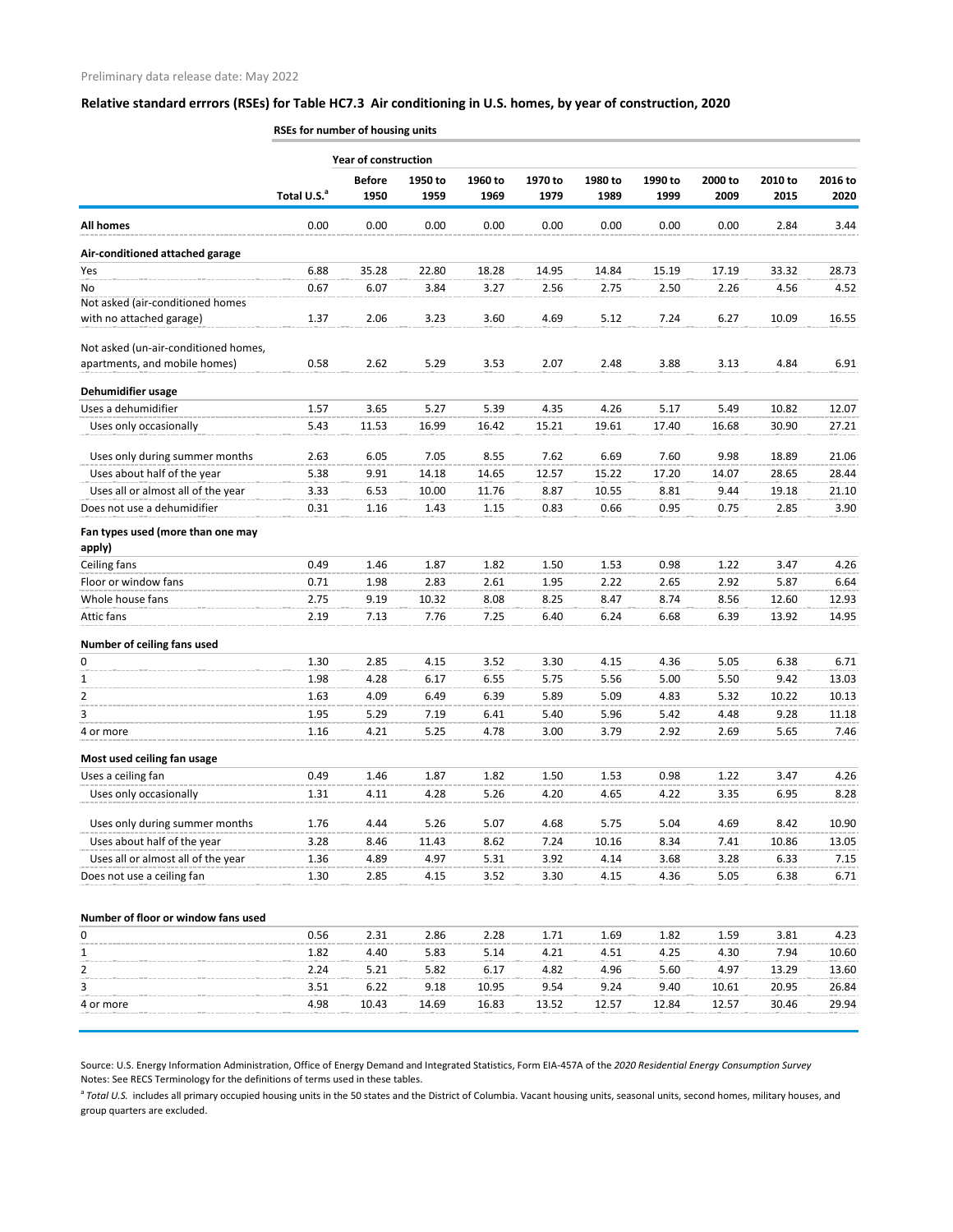Preliminary data release date: May 2022

## Relative standard errrors (RSEs) for Table HC7.3 Air conditioning in U.S. homes, by year of construction, 2020

| | RSEs for number of housing units | | | | | | | | | |
|---|---|---|---|---|---|---|---|---|---|---|
| | | Year of construction | | | | | | | | |
| | Total U.S.[a] | Before 1950 | 1950 to 1959 | 1960 to 1969 | 1970 to 1979 | 1980 to 1989 | 1990 to 1999 | 2000 to 2009 | 2010 to 2015 | 2016 to 2020 |
| **All homes** | 0.00 | 0.00 | 0.00 | 0.00 | 0.00 | 0.00 | 0.00 | 0.00 | 2.84 | 3.44 |
| **Air-conditioned attached garage** | | | | | | | | | | |
| Yes | 6.88 | 35.28 | 22.80 | 18.28 | 14.95 | 14.84 | 15.19 | 17.19 | 33.32 | 28.73 |
| No | 0.67 | 6.07 | 3.84 | 3.27 | 2.56 | 2.75 | 2.50 | 2.26 | 4.56 | 4.52 |
| Not asked (air-conditioned homes with no attached garage) | 1.37 | 2.06 | 3.23 | 3.60 | 4.69 | 5.12 | 7.24 | 6.27 | 10.09 | 16.55 |
| Not asked (un-air-conditioned homes, apartments, and mobile homes) | 0.58 | 2.62 | 5.29 | 3.53 | 2.07 | 2.48 | 3.88 | 3.13 | 4.84 | 6.91 |
| **Dehumidifier usage** | | | | | | | | | | |
| Uses a dehumidifier | 1.57 | 3.65 | 5.27 | 5.39 | 4.35 | 4.26 | 5.17 | 5.49 | 10.82 | 12.07 |
| Uses only occasionally | 5.43 | 11.53 | 16.99 | 16.42 | 15.21 | 19.61 | 17.40 | 16.68 | 30.90 | 27.21 |
| Uses only during summer months | 2.63 | 6.05 | 7.05 | 8.55 | 7.62 | 6.69 | 7.60 | 9.98 | 18.89 | 21.06 |
| Uses about half of the year | 5.38 | 9.91 | 14.18 | 14.65 | 12.57 | 15.22 | 17.20 | 14.07 | 28.65 | 28.44 |
| Uses all or almost all of the year | 3.33 | 6.53 | 10.00 | 11.76 | 8.87 | 10.55 | 8.81 | 9.44 | 19.18 | 21.10 |
| Does not use a dehumidifier | 0.31 | 1.16 | 1.43 | 1.15 | 0.83 | 0.66 | 0.95 | 0.75 | 2.85 | 3.90 |
| **Fan types used (more than one may apply)** | | | | | | | | | | |
| Ceiling fans | 0.49 | 1.46 | 1.87 | 1.82 | 1.50 | 1.53 | 0.98 | 1.22 | 3.47 | 4.26 |
| Floor or window fans | 0.71 | 1.98 | 2.83 | 2.61 | 1.95 | 2.22 | 2.65 | 2.92 | 5.87 | 6.64 |
| Whole house fans | 2.75 | 9.19 | 10.32 | 8.08 | 8.25 | 8.47 | 8.74 | 8.56 | 12.60 | 12.93 |
| Attic fans | 2.19 | 7.13 | 7.76 | 7.25 | 6.40 | 6.24 | 6.68 | 6.39 | 13.92 | 14.95 |
| **Number of ceiling fans used** | | | | | | | | | | |
| 0 | 1.30 | 2.85 | 4.15 | 3.52 | 3.30 | 4.15 | 4.36 | 5.05 | 6.38 | 6.71 |
| 1 | 1.98 | 4.28 | 6.17 | 6.55 | 5.75 | 5.56 | 5.00 | 5.50 | 9.42 | 13.03 |
| 2 | 1.63 | 4.09 | 6.49 | 6.39 | 5.89 | 5.09 | 4.83 | 5.32 | 10.22 | 10.13 |
| 3 | 1.95 | 5.29 | 7.19 | 6.41 | 5.40 | 5.96 | 5.42 | 4.48 | 9.28 | 11.18 |
| 4 or more | 1.16 | 4.21 | 5.25 | 4.78 | 3.00 | 3.79 | 2.92 | 2.69 | 5.65 | 7.46 |
| **Most used ceiling fan usage** | | | | | | | | | | |
| Uses a ceiling fan | 0.49 | 1.46 | 1.87 | 1.82 | 1.50 | 1.53 | 0.98 | 1.22 | 3.47 | 4.26 |
| Uses only occasionally | 1.31 | 4.11 | 4.28 | 5.26 | 4.20 | 4.65 | 4.22 | 3.35 | 6.95 | 8.28 |
| Uses only during summer months | 1.76 | 4.44 | 5.26 | 5.07 | 4.68 | 5.75 | 5.04 | 4.69 | 8.42 | 10.90 |
| Uses about half of the year | 3.28 | 8.46 | 11.43 | 8.62 | 7.24 | 10.16 | 8.34 | 7.41 | 10.86 | 13.05 |
| Uses all or almost all of the year | 1.36 | 4.89 | 4.97 | 5.31 | 3.92 | 4.14 | 3.68 | 3.28 | 6.33 | 7.15 |
| Does not use a ceiling fan | 1.30 | 2.85 | 4.15 | 3.52 | 3.30 | 4.15 | 4.36 | 5.05 | 6.38 | 6.71 |
| **Number of floor or window fans used** | | | | | | | | | | |
| 0 | 0.56 | 2.31 | 2.86 | 2.28 | 1.71 | 1.69 | 1.82 | 1.59 | 3.81 | 4.23 |
| 1 | 1.82 | 4.40 | 5.83 | 5.14 | 4.21 | 4.51 | 4.25 | 4.30 | 7.94 | 10.60 |
| 2 | 2.24 | 5.21 | 5.82 | 6.17 | 4.82 | 4.96 | 5.60 | 4.97 | 13.29 | 13.60 |
| 3 | 3.51 | 6.22 | 9.18 | 10.95 | 9.54 | 9.24 | 9.40 | 10.61 | 20.95 | 26.84 |
| 4 or more | 4.98 | 10.43 | 14.69 | 16.83 | 13.52 | 12.57 | 12.84 | 12.57 | 30.46 | 29.94 |

Source: U.S. Energy Information Administration, Office of Energy Demand and Integrated Statistics, Form EIA-457A of the *2020 Residential Energy Consumption Survey*
Notes: See RECS Terminology for the definitions of terms used in these tables.

[a] *Total U.S.* includes all primary occupied housing units in the 50 states and the District of Columbia. Vacant housing units, seasonal units, second homes, military houses, and group quarters are excluded.